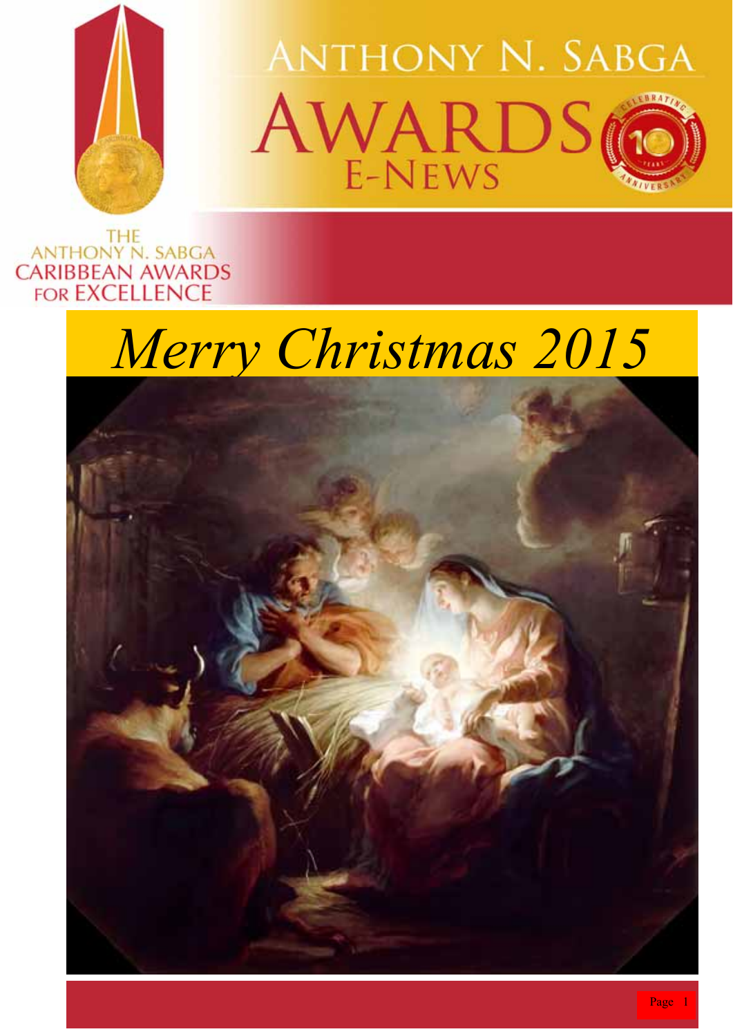# Anthony N. Sabga Awards E-News

The Anthony N. Sabga Caribbean Awards for Excellence

## *Merry Christmas 2015*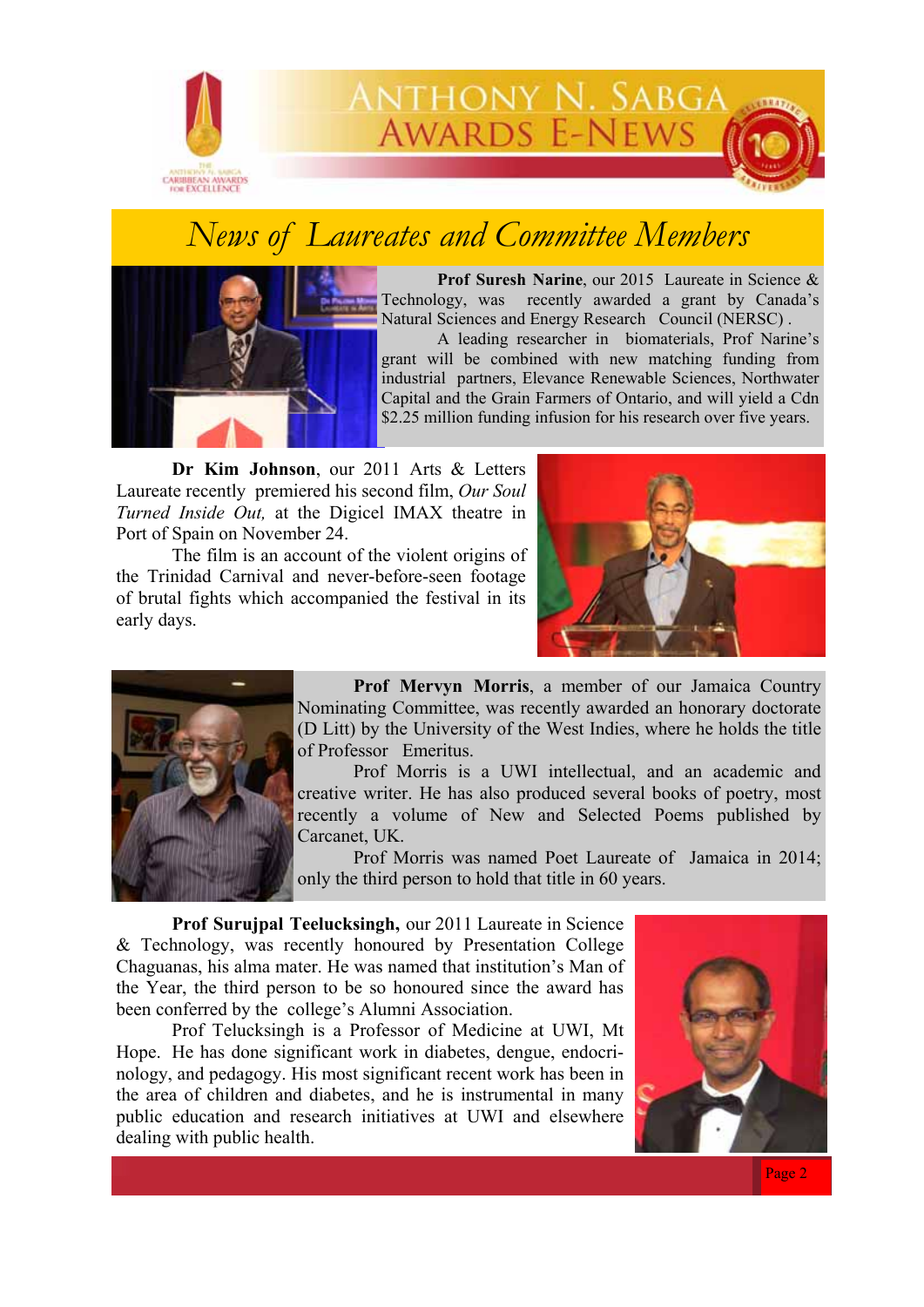# News of Laureates and Committee Members

**Prof Suresh Narine**, our 2015 Laureate in Science & Technology, was recently awarded a grant by Canada's Natural Sciences and Energy Research Council (NERSC) .

A leading researcher in biomaterials, Prof Narine's grant will be combined with new matching funding from industrial partners, Elevance Renewable Sciences, Northwater Capital and the Grain Farmers of Ontario, and will yield a Cdn $2.25 million funding infusion for his research over five years.

**Dr Kim Johnson**, our 2011 Arts & Letters Laureate recently premiered his second film, *Our Soul Turned Inside Out,* at the Digicel IMAX theatre in Port of Spain on November 24.

The film is an account of the violent origins of the Trinidad Carnival and never-before-seen footage of brutal fights which accompanied the festival in its early days.

**Prof Mervyn Morris**, a member of our Jamaica Country Nominating Committee, was recently awarded an honorary doctorate (D Litt) by the University of the West Indies, where he holds the title of Professor Emeritus.

Prof Morris is a UWI intellectual, and an academic and creative writer. He has also produced several books of poetry, most recently a volume of New and Selected Poems published by Carcanet, UK.

Prof Morris was named Poet Laureate of Jamaica in 2014; only the third person to hold that title in 60 years.

**Prof Surujpal Teelucksingh,** our 2011 Laureate in Science & Technology, was recently honoured by Presentation College Chaguanas, his alma mater. He was named that institution's Man of the Year, the third person to be so honoured since the award has been conferred by the college's Alumni Association.

Prof Telucksingh is a Professor of Medicine at UWI, Mt Hope. He has done significant work in diabetes, dengue, endocrinology, and pedagogy. His most significant recent work has been in the area of children and diabetes, and he is instrumental in many public education and research initiatives at UWI and elsewhere dealing with public health.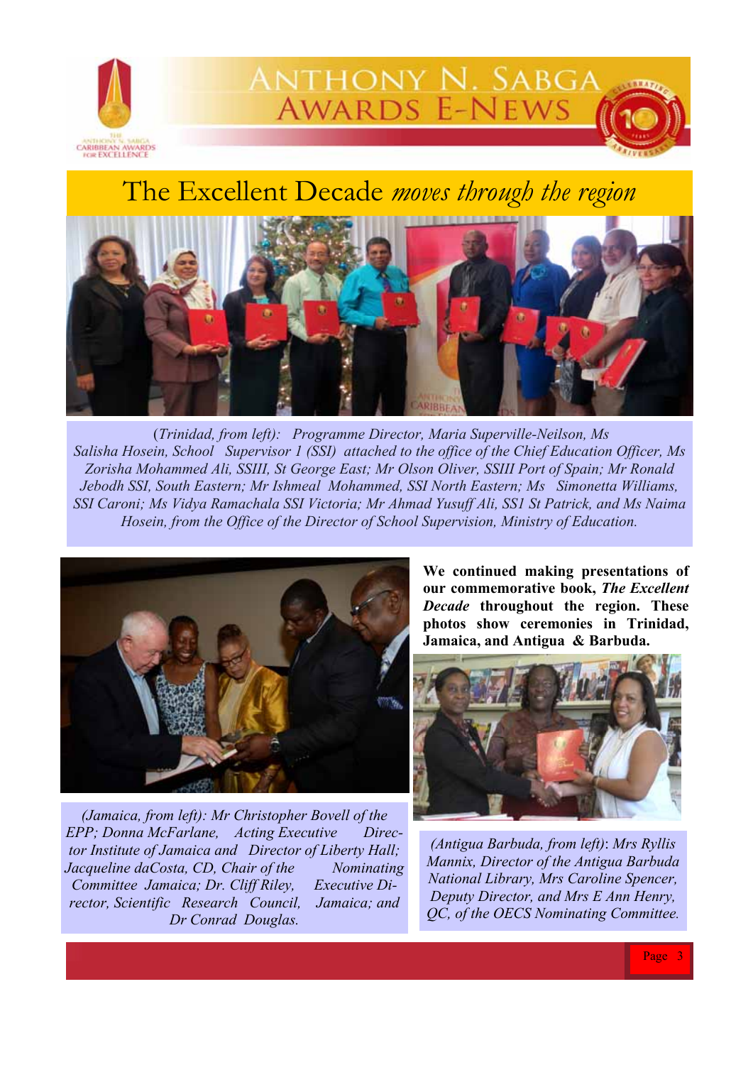# The Excellent Decade *moves through the region*

(*Trinidad, from left): Programme Director, Maria Superville-Neilson, Ms Salisha Hosein, School Supervisor 1 (SSI) attached to the office of the Chief Education Officer, Ms Zorisha Mohammed Ali, SSIII, St George East; Mr Olson Oliver, SSIII Port of Spain; Mr Ronald Jebodh SSI, South Eastern; Mr Ishmeal Mohammed, SSI North Eastern; Ms Simonetta Williams, SSI Caroni; Ms Vidya Ramachala SSI Victoria; Mr Ahmad Yusuff Ali, SS1 St Patrick, and Ms Naima Hosein, from the Office of the Director of School Supervision, Ministry of Education.*

**We continued making presentations of our commemorative book, *The Excellent Decade* throughout the region. These photos show ceremonies in Trinidad, Jamaica, and Antigua & Barbuda.**

*(Jamaica, from left): Mr Christopher Bovell of the EPP; Donna McFarlane, Acting Executive Director Institute of Jamaica and Director of Liberty Hall; Jacqueline daCosta, CD, Chair of the Nominating Committee Jamaica; Dr. Cliff Riley, Executive Director, Scientific Research Council, Jamaica; and Dr Conrad Douglas.*

*(Antigua Barbuda, from left)*: *Mrs Ryllis Mannix, Director of the Antigua Barbuda National Library, Mrs Caroline Spencer, Deputy Director, and Mrs E Ann Henry, QC, of the OECS Nominating Committee.*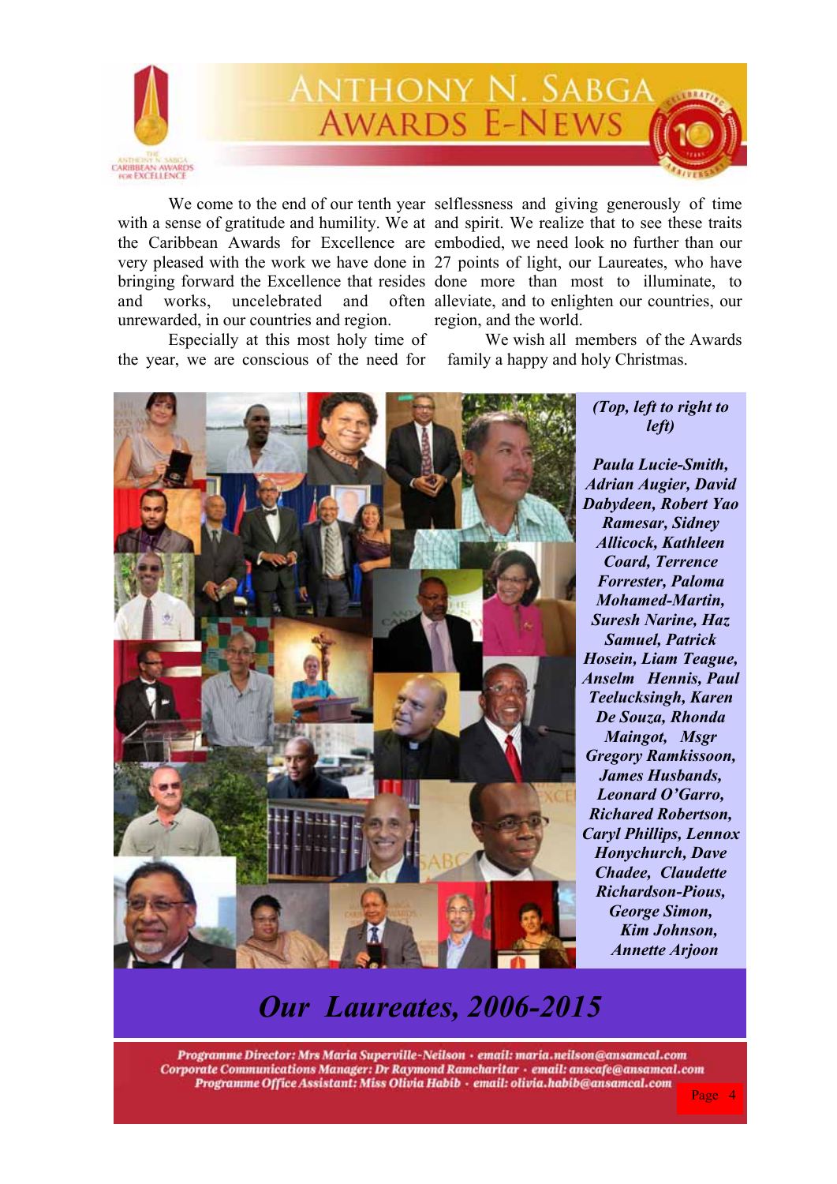# ANTHONY N. SABGA AWARDS E-NEWS

We come to the end of our tenth year with a sense of gratitude and humility. We at the Caribbean Awards for Excellence are very pleased with the work we have done in bringing forward the Excellence that resides and works, uncelebrated and often unrewarded, in our countries and region.

Especially at this most holy time of the year, we are conscious of the need for selflessness and giving generously of time and spirit. We realize that to see these traits embodied, we need look no further than our 27 points of light, our Laureates, who have done more than most to illuminate, to alleviate, and to enlighten our countries, our region, and the world.

We wish all members of the Awards family a happy and holy Christmas.

***(Top, left to right to left)***

***Paula Lucie-Smith, Adrian Augier, David Dabydeen, Robert Yao Ramesar, Sidney Allicock, Kathleen Coard, Terrence Forrester, Paloma Mohamed-Martin, Suresh Narine, Haz Samuel, Patrick Hosein, Liam Teague, Anselm Hennis, Paul Teelucksingh, Karen De Souza, Rhonda Maingot, Msgr Gregory Ramkissoon, James Husbands, Leonard O'Garro, Richared Robertson, Caryl Phillips, Lennox Honychurch, Dave Chadee, Claudette Richardson-Pious, George Simon, Kim Johnson, Annette Arjoon***

## *Our Laureates, 2006-2015*

**Programme Director: Mrs Maria Superville-Neilson · email: maria.neilson@ansamcal.com**
**Corporate Communications Manager: Dr Raymond Ramcharitar · email: anscafe@ansamcal.com**
**Programme Office Assistant: Miss Olivia Habib · email: olivia.habib@ansamcal.com**